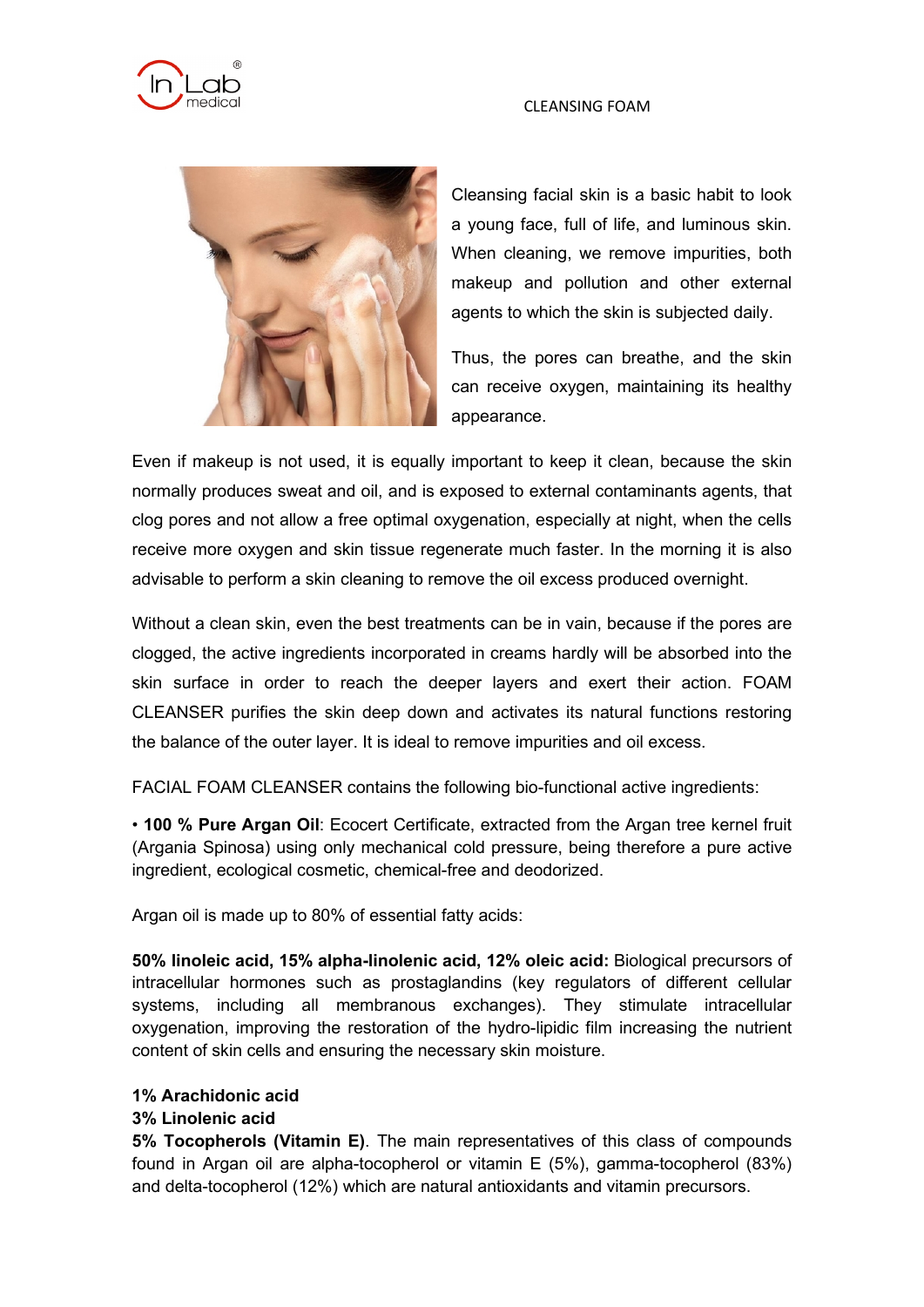# CLEANSING FOAM

Cleansing facial skin is a basic habit to look a young face, full of life, and luminous skin. When cleaning, we remove impurities, both makeup and pollution and other external agents to which the skin is subjected daily.

Thus, the pores can breathe, and the skin can receive oxygen, maintaining its healthy appearance.

Even if makeup is not used, it is equally important to keep it clean, because the skin normally produces sweat and oil, and is exposed to external contaminants agents, that clog pores and not allow a free optimal oxygenation, especially at night, when the cells receive more oxygen and skin tissue regenerate much faster. In the morning it is also advisable to perform a skin cleaning to remove the oil excess produced overnight.

Without a clean skin, even the best treatments can be in vain, because if the pores are clogged, the active ingredients incorporated in creams hardly will be absorbed into the skin surface in order to reach the deeper layers and exert their action. FOAM CLEANSER purifies the skin deep down and activates its natural functions restoring the balance of the outer layer. It is ideal to remove impurities and oil excess.

FACIAL FOAM CLEANSER contains the following bio-functional active ingredients:

• **100 % Pure Argan Oil**: Ecocert Certificate, extracted from the Argan tree kernel fruit (Argania Spinosa) using only mechanical cold pressure, being therefore a pure active ingredient, ecological cosmetic, chemical-free and deodorized.

Argan oil is made up to 80% of essential fatty acids:

**50% linoleic acid, 15% alpha-linolenic acid, 12% oleic acid:** Biological precursors of intracellular hormones such as prostaglandins (key regulators of different cellular systems, including all membranous exchanges). They stimulate intracellular oxygenation, improving the restoration of the hydro-lipidic film increasing the nutrient content of skin cells and ensuring the necessary skin moisture.

**1% Arachidonic acid**
**3% Linolenic acid**
**5% Tocopherols (Vitamin E)**. The main representatives of this class of compounds found in Argan oil are alpha-tocopherol or vitamin E (5%), gamma-tocopherol (83%) and delta-tocopherol (12%) which are natural antioxidants and vitamin precursors.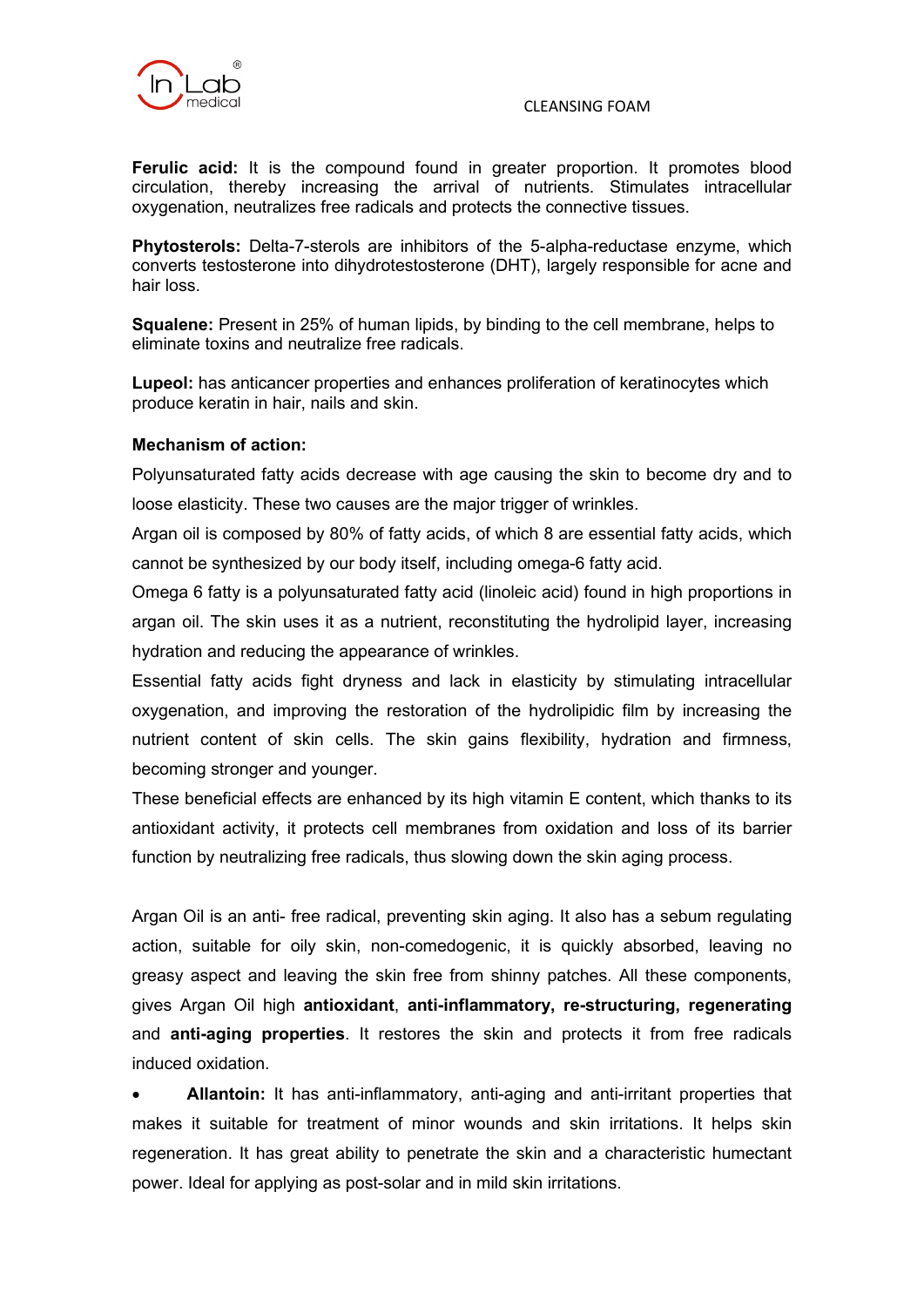**Ferulic acid:** It is the compound found in greater proportion. It promotes blood circulation, thereby increasing the arrival of nutrients. Stimulates intracellular oxygenation, neutralizes free radicals and protects the connective tissues.

**Phytosterols:** Delta-7-sterols are inhibitors of the 5-alpha-reductase enzyme, which converts testosterone into dihydrotestosterone (DHT), largely responsible for acne and hair loss.

**Squalene:** Present in 25% of human lipids, by binding to the cell membrane, helps to eliminate toxins and neutralize free radicals.

**Lupeol:** has anticancer properties and enhances proliferation of keratinocytes which produce keratin in hair, nails and skin.

**Mechanism of action:**

Polyunsaturated fatty acids decrease with age causing the skin to become dry and to loose elasticity. These two causes are the major trigger of wrinkles.

Argan oil is composed by 80% of fatty acids, of which 8 are essential fatty acids, which cannot be synthesized by our body itself, including omega-6 fatty acid.

Omega 6 fatty is a polyunsaturated fatty acid (linoleic acid) found in high proportions in argan oil. The skin uses it as a nutrient, reconstituting the hydrolipid layer, increasing hydration and reducing the appearance of wrinkles.

Essential fatty acids fight dryness and lack in elasticity by stimulating intracellular oxygenation, and improving the restoration of the hydrolipidic film by increasing the nutrient content of skin cells. The skin gains flexibility, hydration and firmness, becoming stronger and younger.

These beneficial effects are enhanced by its high vitamin E content, which thanks to its antioxidant activity, it protects cell membranes from oxidation and loss of its barrier function by neutralizing free radicals, thus slowing down the skin aging process.

Argan Oil is an anti- free radical, preventing skin aging. It also has a sebum regulating action, suitable for oily skin, non-comedogenic, it is quickly absorbed, leaving no greasy aspect and leaving the skin free from shinny patches. All these components, gives Argan Oil high **antioxidant**, **anti-inflammatory, re-structuring, regenerating** and **anti-aging properties**. It restores the skin and protects it from free radicals induced oxidation.

- **Allantoin:** It has anti-inflammatory, anti-aging and anti-irritant properties that makes it suitable for treatment of minor wounds and skin irritations. It helps skin regeneration. It has great ability to penetrate the skin and a characteristic humectant power. Ideal for applying as post-solar and in mild skin irritations.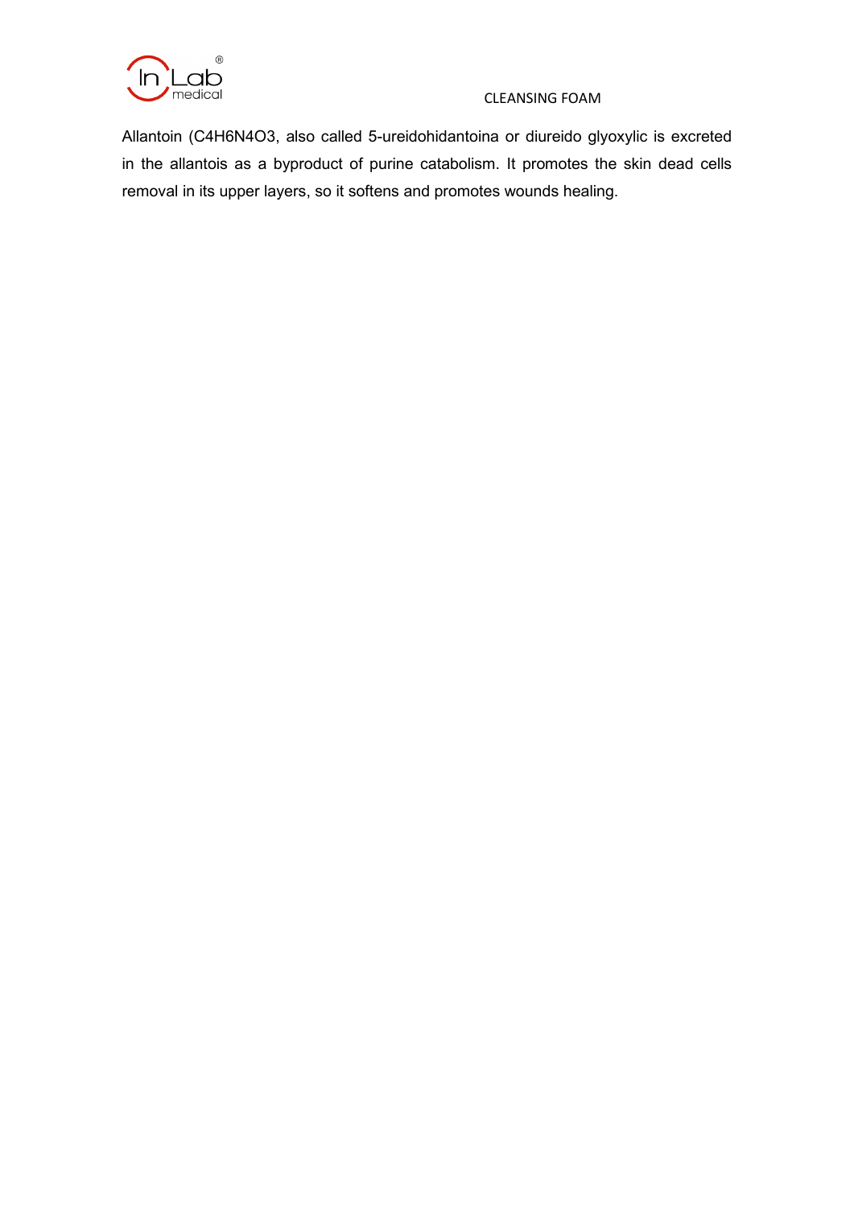Allantoin ($C_4H_6N_4O_3$, also called 5-ureidohidantoina or diureido glyoxylic is excreted in the allantois as a byproduct of purine catabolism. It promotes the skin dead cells removal in its upper layers, so it softens and promotes wounds healing.